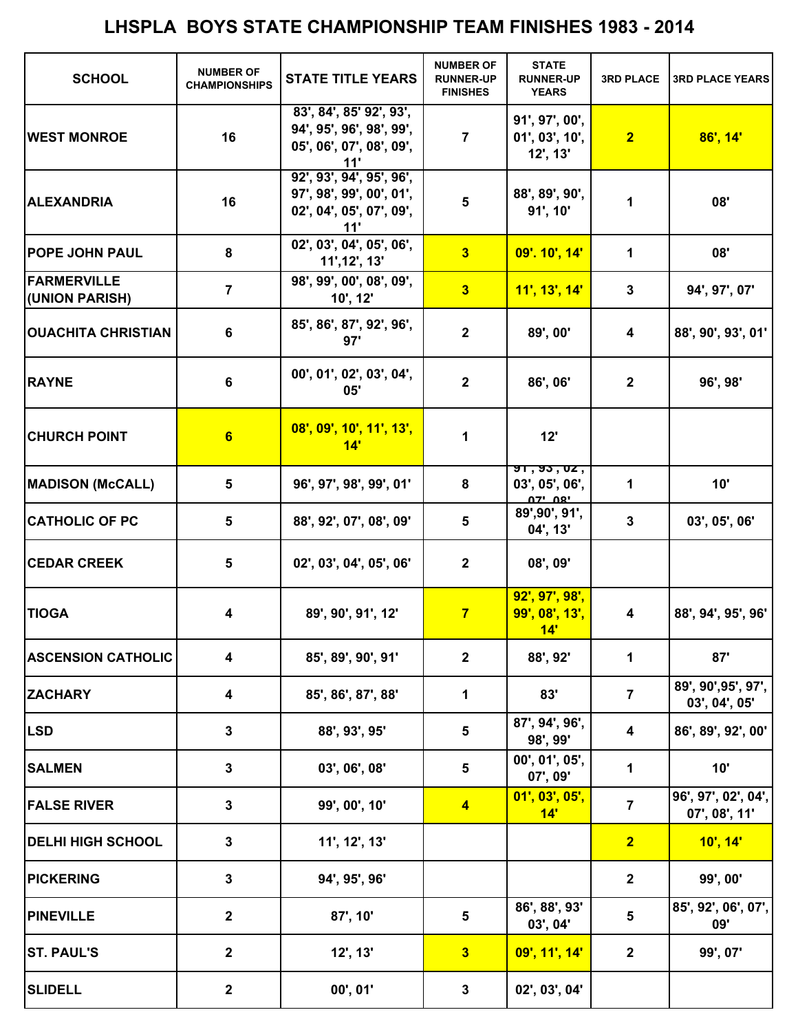# LHSPLA BOYS STATE CHAMPIONSHIP TEAM FINISHES 1983 - 2014

| SCHOOL | NUMBER OF CHAMPIONSHIPS | STATE TITLE YEARS | NUMBER OF RUNNER-UP FINISHES | STATE RUNNER-UP YEARS | 3RD PLACE | 3RD PLACE YEARS |
|---|---|---|---|---|---|---|
| WEST MONROE | 16 | 83', 84', 85' 92', 93', 94', 95', 96', 98', 99', 05', 06', 07', 08', 09', 11' | 7 | 91', 97', 00', 01', 03', 10', 12', 13' | 2 | 86', 14' |
| ALEXANDRIA | 16 | 92', 93', 94', 95', 96', 97', 98', 99', 00', 01', 02', 04', 05', 07', 09', 11' | 5 | 88', 89', 90', 91', 10' | 1 | 08' |
| POPE JOHN PAUL | 8 | 02', 03', 04', 05', 06', 11',12', 13' | 3 | 09'. 10', 14' | 1 | 08' |
| FARMERVILLE (UNION PARISH) | 7 | 98', 99', 00', 08', 09', 10', 12' | 3 | 11', 13', 14' | 3 | 94', 97', 07' |
| OUACHITA CHRISTIAN | 6 | 85', 86', 87', 92', 96', 97' | 2 | 89', 00' | 4 | 88', 90', 93', 01' |
| RAYNE | 6 | 00', 01', 02', 03', 04', 05' | 2 | 86', 06' | 2 | 96', 98' |
| CHURCH POINT | 6 | 08', 09', 10', 11', 13', 14' | 1 | 12' | | |
| MADISON (McCALL) | 5 | 96', 97', 98', 99', 01' | 8 | 91', 93', 02', 03', 05', 06', 07', 08' | 1 | 10' |
| CATHOLIC OF PC | 5 | 88', 92', 07', 08', 09' | 5 | 89',90', 91', 04', 13' | 3 | 03', 05', 06' |
| CEDAR CREEK | 5 | 02', 03', 04', 05', 06' | 2 | 08', 09' | | |
| TIOGA | 4 | 89', 90', 91', 12' | 7 | 92', 97', 98', 99', 08', 13', 14' | 4 | 88', 94', 95', 96' |
| ASCENSION CATHOLIC | 4 | 85', 89', 90', 91' | 2 | 88', 92' | 1 | 87' |
| ZACHARY | 4 | 85', 86', 87', 88' | 1 | 83' | 7 | 89', 90',95', 97', 03', 04', 05' |
| LSD | 3 | 88', 93', 95' | 5 | 87', 94', 96', 98', 99' | 4 | 86', 89', 92', 00' |
| SALMEN | 3 | 03', 06', 08' | 5 | 00', 01', 05', 07', 09' | 1 | 10' |
| FALSE RIVER | 3 | 99', 00', 10' | 4 | 01', 03', 05', 14' | 7 | 96', 97', 02', 04', 07', 08', 11' |
| DELHI HIGH SCHOOL | 3 | 11', 12', 13' | | | 2 | 10', 14' |
| PICKERING | 3 | 94', 95', 96' | | | 2 | 99', 00' |
| PINEVILLE | 2 | 87', 10' | 5 | 86', 88', 93' 03', 04' | 5 | 85', 92', 06', 07', 09' |
| ST. PAUL'S | 2 | 12', 13' | 3 | 09', 11', 14' | 2 | 99', 07' |
| SLIDELL | 2 | 00', 01' | 3 | 02', 03', 04' | | |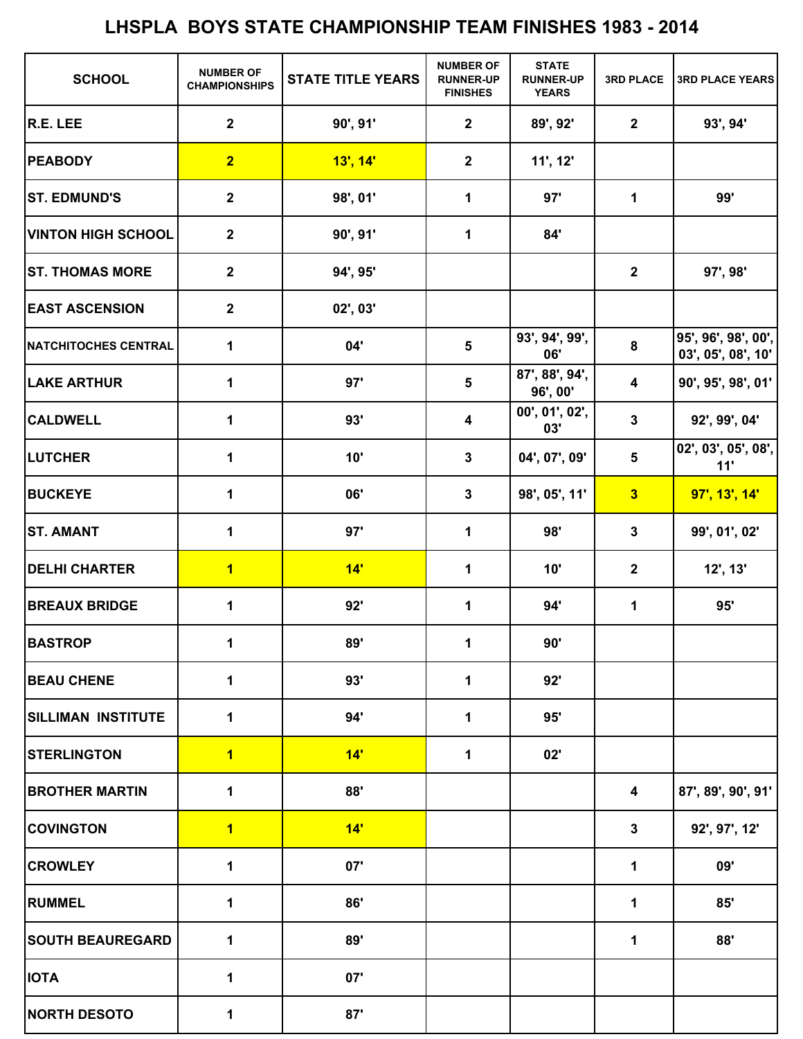# LHSPLA BOYS STATE CHAMPIONSHIP TEAM FINISHES 1983 - 2014

| SCHOOL | NUMBER OF CHAMPIONSHIPS | STATE TITLE YEARS | NUMBER OF RUNNER-UP FINISHES | STATE RUNNER-UP YEARS | 3RD PLACE | 3RD PLACE YEARS |
|---|---|---|---|---|---|---|
| R.E. LEE | 2 | 90', 91' | 2 | 89', 92' | 2 | 93', 94' |
| PEABODY | 2 | 13', 14' | 2 | 11', 12' | | |
| ST. EDMUND'S | 2 | 98', 01' | 1 | 97' | 1 | 99' |
| VINTON HIGH SCHOOL | 2 | 90', 91' | 1 | 84' | | |
| ST. THOMAS MORE | 2 | 94', 95' | | | 2 | 97', 98' |
| EAST ASCENSION | 2 | 02', 03' | | | | |
| NATCHITOCHES CENTRAL | 1 | 04' | 5 | 93', 94', 99', 06' | 8 | 95', 96', 98', 00', 03', 05', 08', 10' |
| LAKE ARTHUR | 1 | 97' | 5 | 87', 88', 94', 96', 00' | 4 | 90', 95', 98', 01' |
| CALDWELL | 1 | 93' | 4 | 00', 01', 02', 03' | 3 | 92', 99', 04' |
| LUTCHER | 1 | 10' | 3 | 04', 07', 09' | 5 | 02', 03', 05', 08', 11' |
| BUCKEYE | 1 | 06' | 3 | 98', 05', 11' | 3 | 97', 13', 14' |
| ST. AMANT | 1 | 97' | 1 | 98' | 3 | 99', 01', 02' |
| DELHI CHARTER | 1 | 14' | 1 | 10' | 2 | 12', 13' |
| BREAUX BRIDGE | 1 | 92' | 1 | 94' | 1 | 95' |
| BASTROP | 1 | 89' | 1 | 90' | | |
| BEAU CHENE | 1 | 93' | 1 | 92' | | |
| SILLIMAN INSTITUTE | 1 | 94' | 1 | 95' | | |
| STERLINGTON | 1 | 14' | 1 | 02' | | |
| BROTHER MARTIN | 1 | 88' | | | 4 | 87', 89', 90', 91' |
| COVINGTON | 1 | 14' | | | 3 | 92', 97', 12' |
| CROWLEY | 1 | 07' | | | 1 | 09' |
| RUMMEL | 1 | 86' | | | 1 | 85' |
| SOUTH BEAUREGARD | 1 | 89' | | | 1 | 88' |
| IOTA | 1 | 07' | | | | |
| NORTH DESOTO | 1 | 87' | | | | |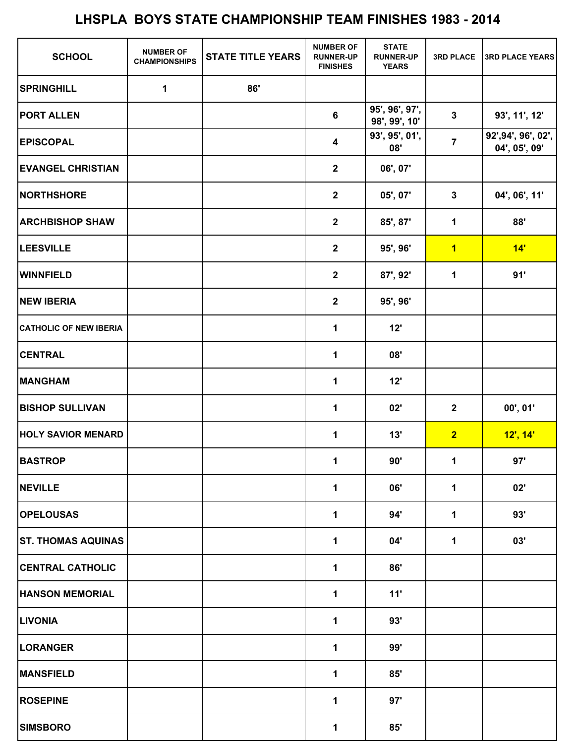# LHSPLA BOYS STATE CHAMPIONSHIP TEAM FINISHES 1983 - 2014

| SCHOOL | NUMBER OF CHAMPIONSHIPS | STATE TITLE YEARS | NUMBER OF RUNNER-UP FINISHES | STATE RUNNER-UP YEARS | 3RD PLACE | 3RD PLACE YEARS |
|---|---|---|---|---|---|---|
| SPRINGHILL | 1 | 86' | | | | |
| PORT ALLEN | | | 6 | 95', 96', 97', 98', 99', 10' | 3 | 93', 11', 12' |
| EPISCOPAL | | | 4 | 93', 95', 01', 08' | 7 | 92',94', 96', 02', 04', 05', 09' |
| EVANGEL CHRISTIAN | | | 2 | 06', 07' | | |
| NORTHSHORE | | | 2 | 05', 07' | 3 | 04', 06', 11' |
| ARCHBISHOP SHAW | | | 2 | 85', 87' | 1 | 88' |
| LEESVILLE | | | 2 | 95', 96' | 1 | 14' |
| WINNFIELD | | | 2 | 87', 92' | 1 | 91' |
| NEW IBERIA | | | 2 | 95', 96' | | |
| CATHOLIC OF NEW IBERIA | | | 1 | 12' | | |
| CENTRAL | | | 1 | 08' | | |
| MANGHAM | | | 1 | 12' | | |
| BISHOP SULLIVAN | | | 1 | 02' | 2 | 00', 01' |
| HOLY SAVIOR MENARD | | | 1 | 13' | 2 | 12', 14' |
| BASTROP | | | 1 | 90' | 1 | 97' |
| NEVILLE | | | 1 | 06' | 1 | 02' |
| OPELOUSAS | | | 1 | 94' | 1 | 93' |
| ST. THOMAS AQUINAS | | | 1 | 04' | 1 | 03' |
| CENTRAL CATHOLIC | | | 1 | 86' | | |
| HANSON MEMORIAL | | | 1 | 11' | | |
| LIVONIA | | | 1 | 93' | | |
| LORANGER | | | 1 | 99' | | |
| MANSFIELD | | | 1 | 85' | | |
| ROSEPINE | | | 1 | 97' | | |
| SIMSBORO | | | 1 | 85' | | |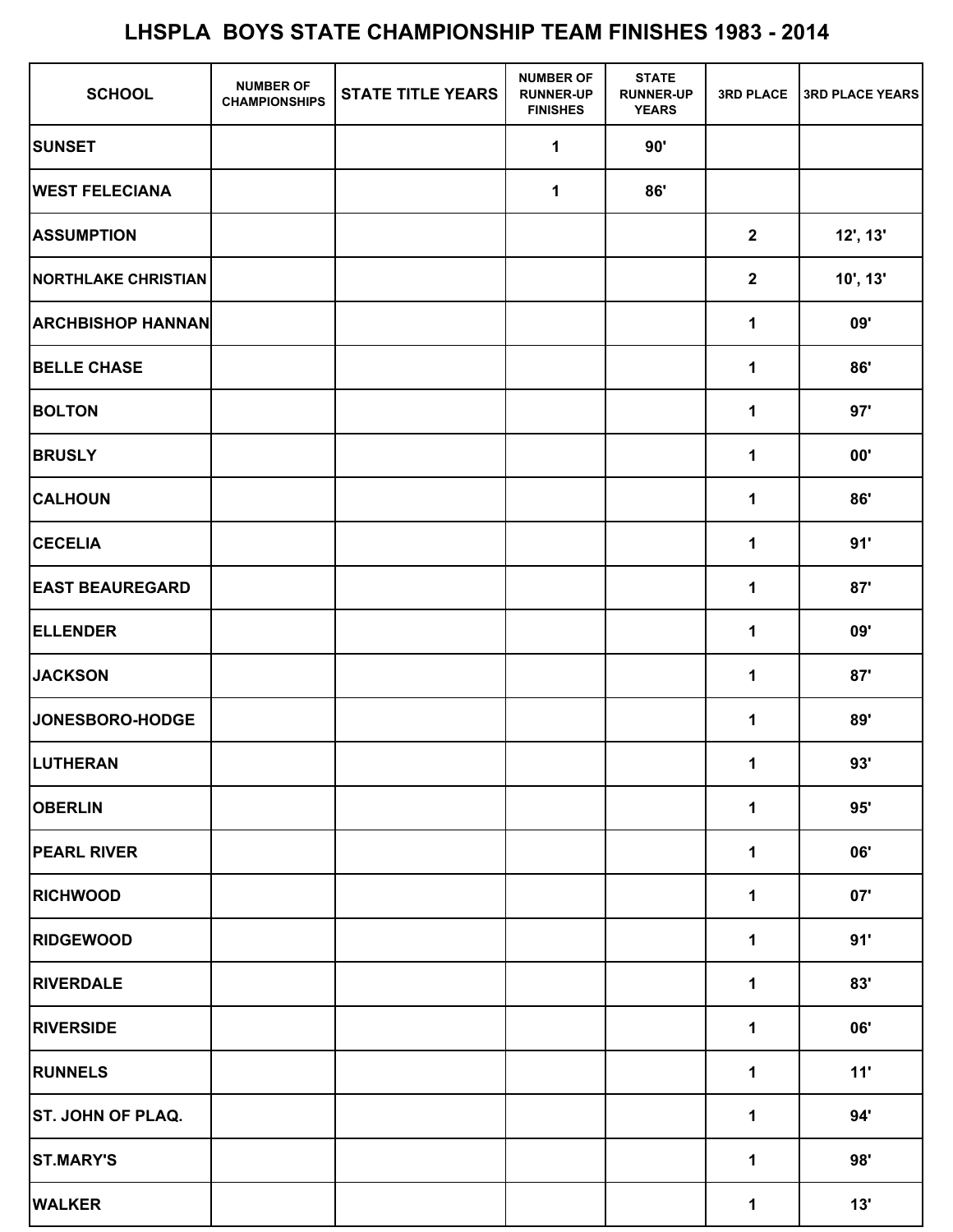## LHSPLA BOYS STATE CHAMPIONSHIP TEAM FINISHES 1983 - 2014

| SCHOOL | NUMBER OF CHAMPIONSHIPS | STATE TITLE YEARS | NUMBER OF RUNNER-UP FINISHES | STATE RUNNER-UP YEARS | 3RD PLACE | 3RD PLACE YEARS |
|---|---|---|---|---|---|---|
| SUNSET | | | 1 | 90' | | |
| WEST FELECIANA | | | 1 | 86' | | |
| ASSUMPTION | | | | | 2 | 12', 13' |
| NORTHLAKE CHRISTIAN | | | | | 2 | 10', 13' |
| ARCHBISHOP HANNAN | | | | | 1 | 09' |
| BELLE CHASE | | | | | 1 | 86' |
| BOLTON | | | | | 1 | 97' |
| BRUSLY | | | | | 1 | 00' |
| CALHOUN | | | | | 1 | 86' |
| CECELIA | | | | | 1 | 91' |
| EAST BEAUREGARD | | | | | 1 | 87' |
| ELLENDER | | | | | 1 | 09' |
| JACKSON | | | | | 1 | 87' |
| JONESBORO-HODGE | | | | | 1 | 89' |
| LUTHERAN | | | | | 1 | 93' |
| OBERLIN | | | | | 1 | 95' |
| PEARL RIVER | | | | | 1 | 06' |
| RICHWOOD | | | | | 1 | 07' |
| RIDGEWOOD | | | | | 1 | 91' |
| RIVERDALE | | | | | 1 | 83' |
| RIVERSIDE | | | | | 1 | 06' |
| RUNNELS | | | | | 1 | 11' |
| ST. JOHN OF PLAQ. | | | | | 1 | 94' |
| ST.MARY'S | | | | | 1 | 98' |
| WALKER | | | | | 1 | 13' |